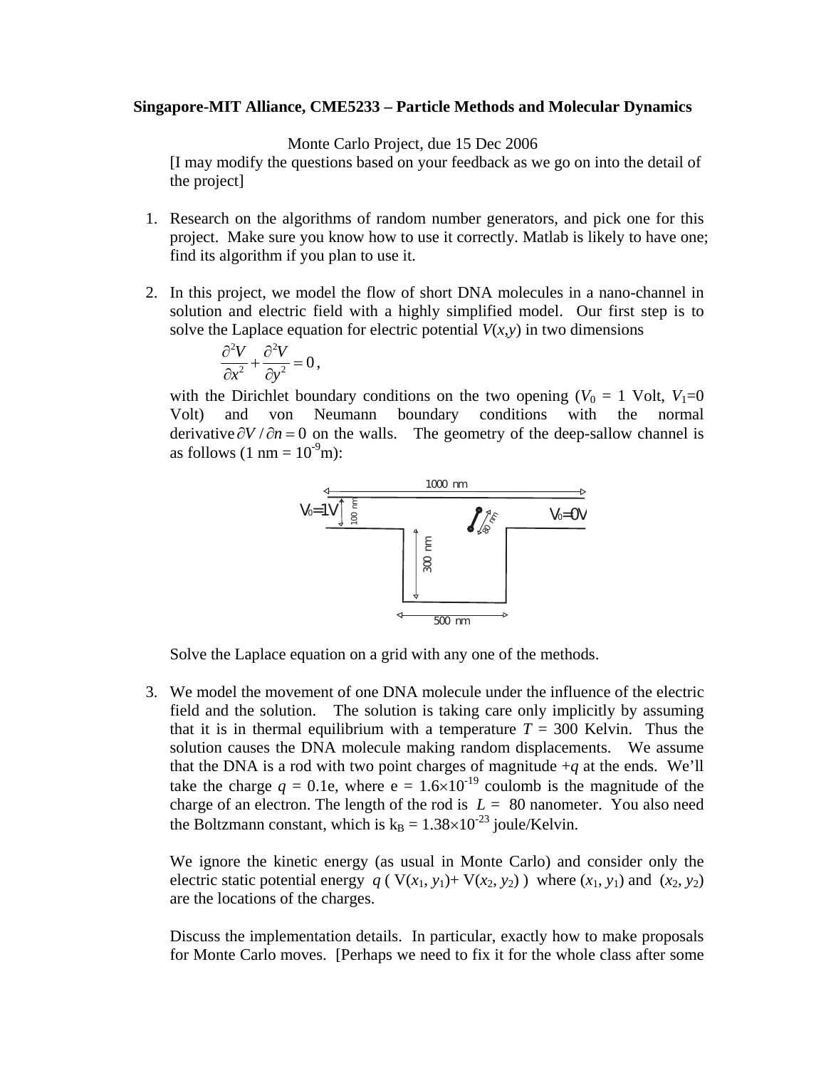**Singapore-MIT Alliance, CME5233 – Particle Methods and Molecular Dynamics**

Monte Carlo Project, due 15 Dec 2006

[I may modify the questions based on your feedback as we go on into the detail of the project]

1. Research on the algorithms of random number generators, and pick one for this project. Make sure you know how to use it correctly. Matlab is likely to have one; find its algorithm if you plan to use it.

2. In this project, we model the flow of short DNA molecules in a nano-channel in solution and electric field with a highly simplified model. Our first step is to solve the Laplace equation for electric potential $V(x,y)$ in two dimensions

   $$\frac{\partial^2 V}{\partial x^2} + \frac{\partial^2 V}{\partial y^2} = 0,$$

   with the Dirichlet boundary conditions on the two opening ($V_0$ = 1 Volt, $V_1$=0 Volt) and von Neumann boundary conditions with the normal derivative $\partial V / \partial n = 0$ on the walls. The geometry of the deep-sallow channel is as follows (1 nm = $10^{-9}$m):

   Solve the Laplace equation on a grid with any one of the methods.

3. We model the movement of one DNA molecule under the influence of the electric field and the solution. The solution is taking care only implicitly by assuming that it is in thermal equilibrium with a temperature $T$ = 300 Kelvin. Thus the solution causes the DNA molecule making random displacements. We assume that the DNA is a rod with two point charges of magnitude $+q$ at the ends. We'll take the charge $q$ = 0.1e, where e = $1.6\times10^{-19}$ coulomb is the magnitude of the charge of an electron. The length of the rod is $L$ = 80 nanometer. You also need the Boltzmann constant, which is $k_B = 1.38\times10^{-23}$ joule/Kelvin.

   We ignore the kinetic energy (as usual in Monte Carlo) and consider only the electric static potential energy $q\,(\,V(x_1, y_1)+ V(x_2, y_2)\,)$ where $(x_1, y_1)$ and $(x_2, y_2)$ are the locations of the charges.

   Discuss the implementation details. In particular, exactly how to make proposals for Monte Carlo moves. [Perhaps we need to fix it for the whole class after some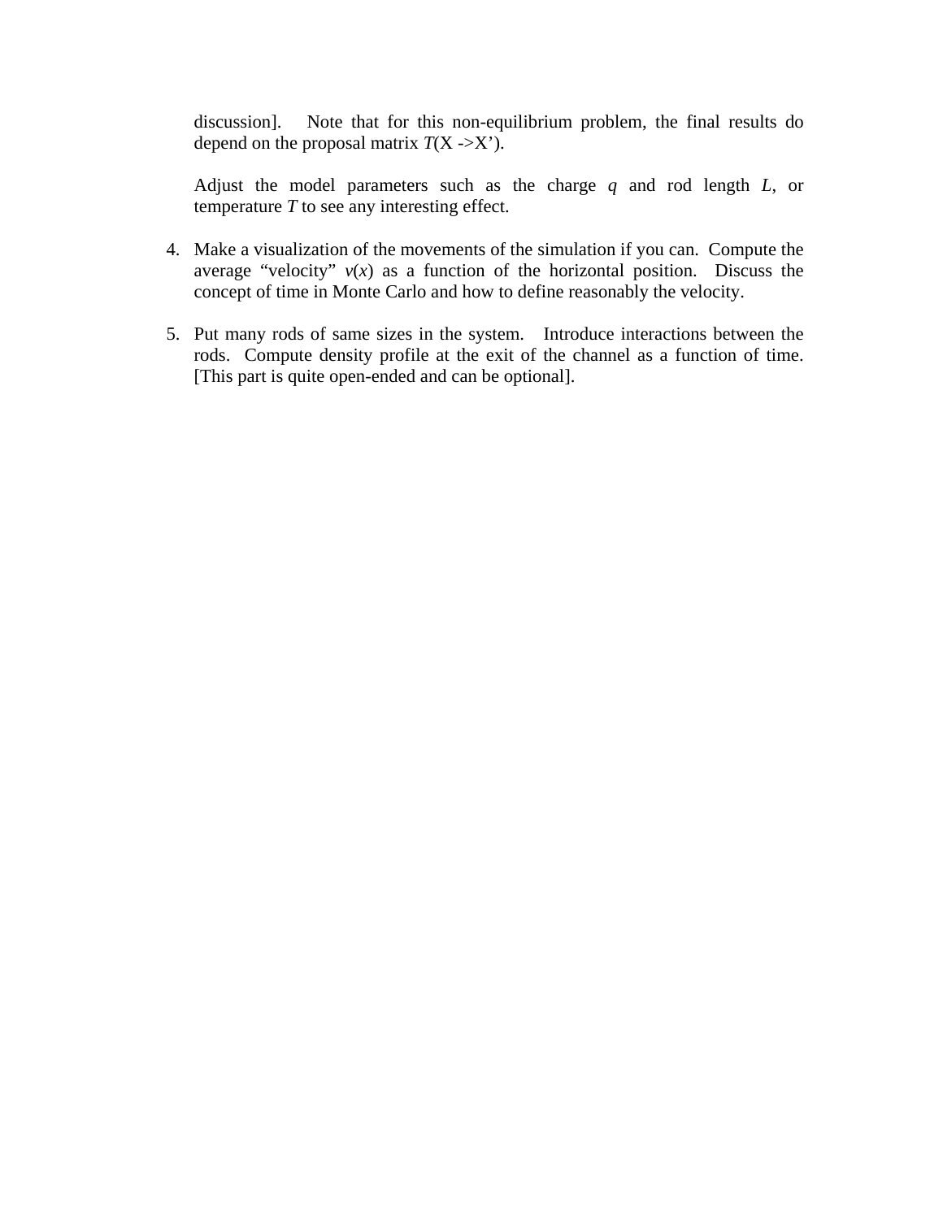discussion]. Note that for this non-equilibrium problem, the final results do depend on the proposal matrix $T$(X ->X').

Adjust the model parameters such as the charge $q$ and rod length $L$, or temperature $T$ to see any interesting effect.

4. Make a visualization of the movements of the simulation if you can. Compute the average "velocity" $v(x)$ as a function of the horizontal position. Discuss the concept of time in Monte Carlo and how to define reasonably the velocity.

5. Put many rods of same sizes in the system. Introduce interactions between the rods. Compute density profile at the exit of the channel as a function of time. [This part is quite open-ended and can be optional].